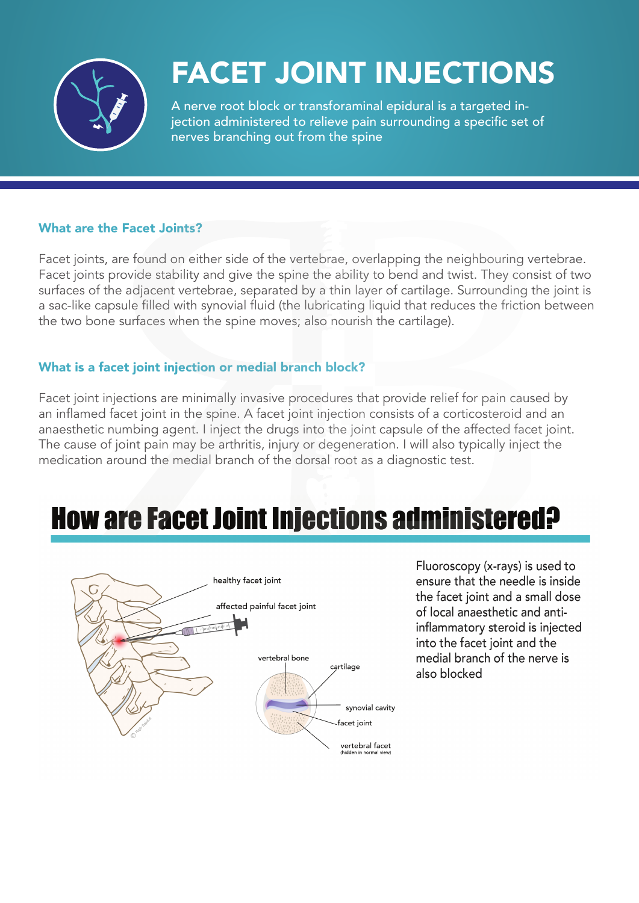# FACET JOINT INJECTIONS

A nerve root block or transforaminal epidural is a targeted injection administered to relieve pain surrounding a specific set of nerves branching out from the spine

### What are the Facet Joints?

Facet joints, are found on either side of the vertebrae, overlapping the neighbouring vertebrae. Facet joints provide stability and give the spine the ability to bend and twist. They consist of two surfaces of the adjacent vertebrae, separated by a thin layer of cartilage. Surrounding the joint is a sac-like capsule filled with synovial fluid (the lubricating liquid that reduces the friction between the two bone surfaces when the spine moves; also nourish the cartilage).

### What is a facet joint injection or medial branch block?

Facet joint injections are minimally invasive procedures that provide relief for pain caused by an inflamed facet joint in the spine. A facet joint injection consists of a corticosteroid and an anaesthetic numbing agent. I inject the drugs into the joint capsule of the affected facet joint. The cause of joint pain may be arthritis, injury or degeneration. I will also typically inject the medication around the medial branch of the dorsal root as a diagnostic test.

## How are Facet Joint Injections administered?

healthy facet joint

affected painful facet joint

vertebral bone

cartilage

synovial cavity

facet joint

vertebral facet (hidden in normal view)

Fluoroscopy (x-rays) is used to ensure that the needle is inside the facet joint and a small dose of local anaesthetic and anti-inflammatory steroid is injected into the facet joint and the medial branch of the nerve is also blocked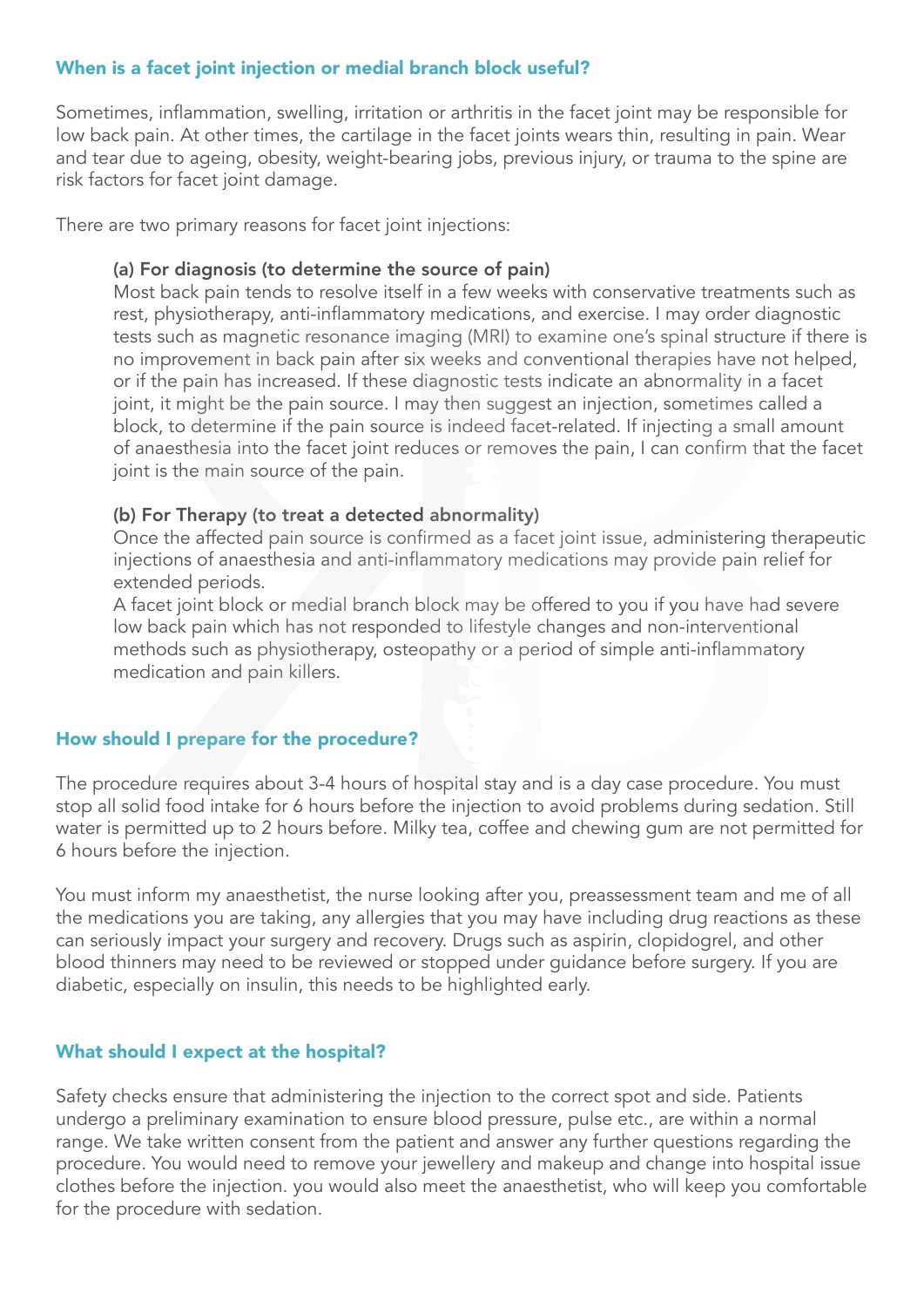## When is a facet joint injection or medial branch block useful?

Sometimes, inflammation, swelling, irritation or arthritis in the facet joint may be responsible for low back pain. At other times, the cartilage in the facet joints wears thin, resulting in pain. Wear and tear due to ageing, obesity, weight-bearing jobs, previous injury, or trauma to the spine are risk factors for facet joint damage.

There are two primary reasons for facet joint injections:

**(a) For diagnosis (to determine the source of pain)**
Most back pain tends to resolve itself in a few weeks with conservative treatments such as rest, physiotherapy, anti-inflammatory medications, and exercise. I may order diagnostic tests such as magnetic resonance imaging (MRI) to examine one's spinal structure if there is no improvement in back pain after six weeks and conventional therapies have not helped, or if the pain has increased. If these diagnostic tests indicate an abnormality in a facet joint, it might be the pain source. I may then suggest an injection, sometimes called a block, to determine if the pain source is indeed facet-related. If injecting a small amount of anaesthesia into the facet joint reduces or removes the pain, I can confirm that the facet joint is the main source of the pain.

**(b) For Therapy (to treat a detected abnormality)**
Once the affected pain source is confirmed as a facet joint issue, administering therapeutic injections of anaesthesia and anti-inflammatory medications may provide pain relief for extended periods.
A facet joint block or medial branch block may be offered to you if you have had severe low back pain which has not responded to lifestyle changes and non-interventional methods such as physiotherapy, osteopathy or a period of simple anti-inflammatory medication and pain killers.

## How should I prepare for the procedure?

The procedure requires about 3-4 hours of hospital stay and is a day case procedure. You must stop all solid food intake for 6 hours before the injection to avoid problems during sedation. Still water is permitted up to 2 hours before. Milky tea, coffee and chewing gum are not permitted for 6 hours before the injection.

You must inform my anaesthetist, the nurse looking after you, preassessment team and me of all the medications you are taking, any allergies that you may have including drug reactions as these can seriously impact your surgery and recovery. Drugs such as aspirin, clopidogrel, and other blood thinners may need to be reviewed or stopped under guidance before surgery. If you are diabetic, especially on insulin, this needs to be highlighted early.

## What should I expect at the hospital?

Safety checks ensure that administering the injection to the correct spot and side. Patients undergo a preliminary examination to ensure blood pressure, pulse etc., are within a normal range. We take written consent from the patient and answer any further questions regarding the procedure. You would need to remove your jewellery and makeup and change into hospital issue clothes before the injection. you would also meet the anaesthetist, who will keep you comfortable for the procedure with sedation.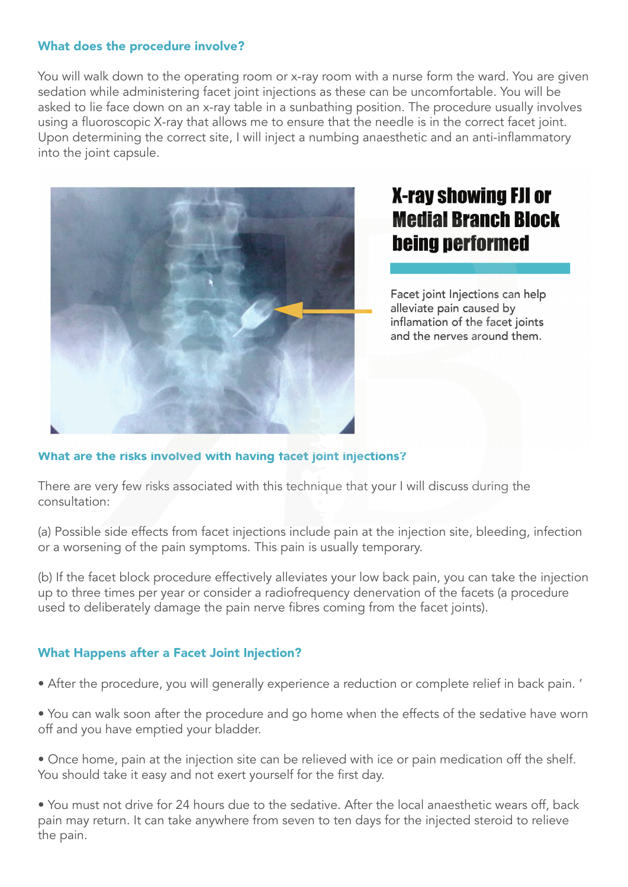### What does the procedure involve?

You will walk down to the operating room or x-ray room with a nurse form the ward. You are given sedation while administering facet joint injections as these can be uncomfortable. You will be asked to lie face down on an x-ray table in a sunbathing position. The procedure usually involves using a fluoroscopic X-ray that allows me to ensure that the needle is in the correct facet joint. Upon determining the correct site, I will inject a numbing anaesthetic and an anti-inflammatory into the joint capsule.

## X-ray showing FJI or Medial Branch Block being performed

Facet joint Injections can help alleviate pain caused by inflammation of the facet joints and the nerves around them.

### What are the risks involved with having facet joint injections?

There are very few risks associated with this technique that your I will discuss during the consultation:

(a) Possible side effects from facet injections include pain at the injection site, bleeding, infection or a worsening of the pain symptoms. This pain is usually temporary.

(b) If the facet block procedure effectively alleviates your low back pain, you can take the injection up to three times per year or consider a radiofrequency denervation of the facets (a procedure used to deliberately damage the pain nerve fibres coming from the facet joints).

### What Happens after a Facet Joint Injection?

- After the procedure, you will generally experience a reduction or complete relief in back pain. ‘
- You can walk soon after the procedure and go home when the effects of the sedative have worn off and you have emptied your bladder.
- Once home, pain at the injection site can be relieved with ice or pain medication off the shelf. You should take it easy and not exert yourself for the first day.
- You must not drive for 24 hours due to the sedative. After the local anaesthetic wears off, back pain may return. It can take anywhere from seven to ten days for the injected steroid to relieve the pain.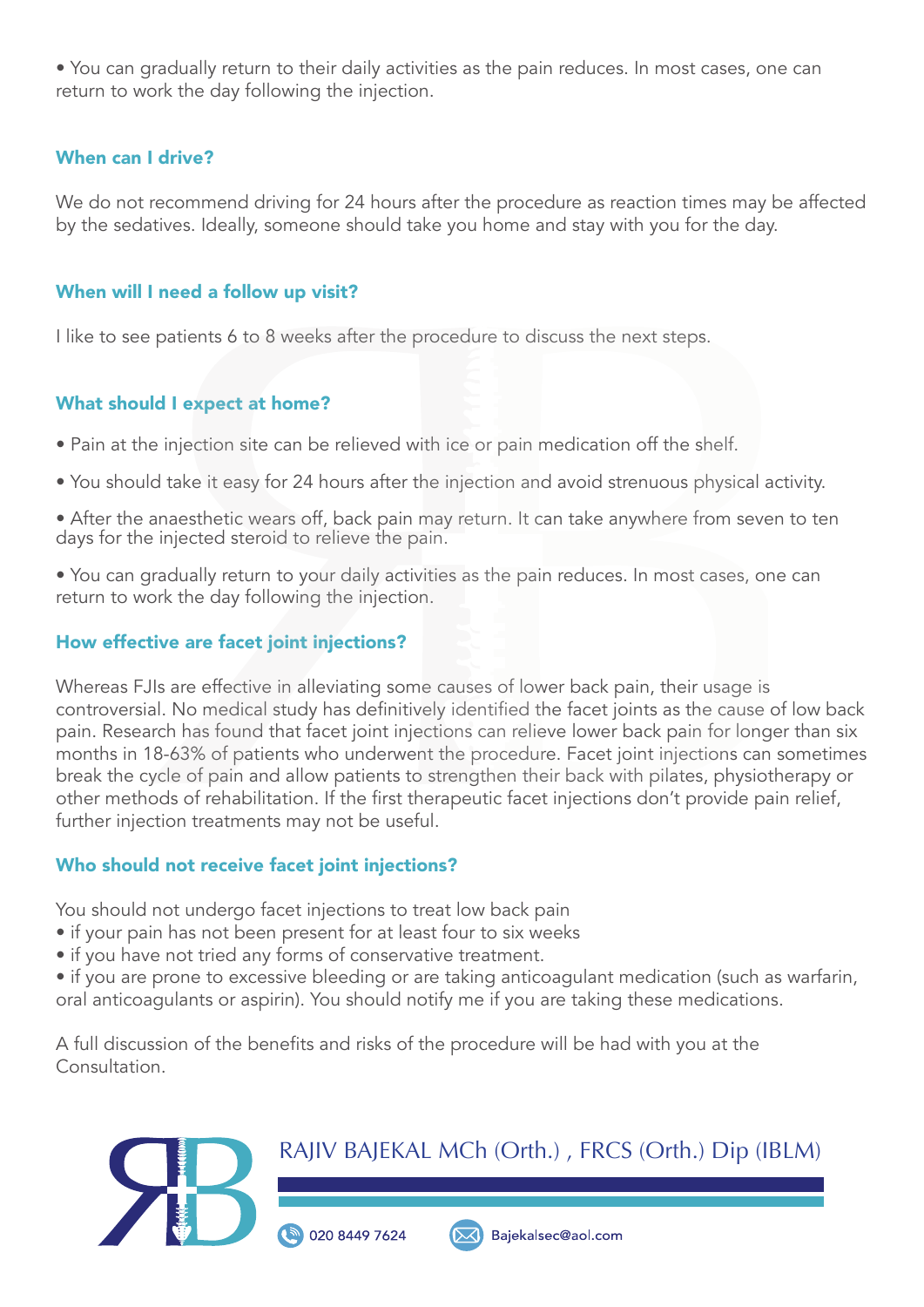• You can gradually return to their daily activities as the pain reduces. In most cases, one can return to work the day following the injection.

## When can I drive?

We do not recommend driving for 24 hours after the procedure as reaction times may be affected by the sedatives. Ideally, someone should take you home and stay with you for the day.

## When will I need a follow up visit?

I like to see patients 6 to 8 weeks after the procedure to discuss the next steps.

## What should I expect at home?

• Pain at the injection site can be relieved with ice or pain medication off the shelf.

• You should take it easy for 24 hours after the injection and avoid strenuous physical activity.

• After the anaesthetic wears off, back pain may return. It can take anywhere from seven to ten days for the injected steroid to relieve the pain.

• You can gradually return to your daily activities as the pain reduces. In most cases, one can return to work the day following the injection.

## How effective are facet joint injections?

Whereas FJIs are effective in alleviating some causes of lower back pain, their usage is controversial. No medical study has definitively identified the facet joints as the cause of low back pain. Research has found that facet joint injections can relieve lower back pain for longer than six months in 18-63% of patients who underwent the procedure. Facet joint injections can sometimes break the cycle of pain and allow patients to strengthen their back with pilates, physiotherapy or other methods of rehabilitation. If the first therapeutic facet injections don't provide pain relief, further injection treatments may not be useful.

## Who should not receive facet joint injections?

You should not undergo facet injections to treat low back pain

- if your pain has not been present for at least four to six weeks
- if you have not tried any forms of conservative treatment.
- if you are prone to excessive bleeding or are taking anticoagulant medication (such as warfarin, oral anticoagulants or aspirin). You should notify me if you are taking these medications.

A full discussion of the benefits and risks of the procedure will be had with you at the Consultation.

RAJIV BAJEKAL MCh (Orth.) , FRCS (Orth.) Dip (IBLM)

020 8449 7624

Bajekalsec@aol.com